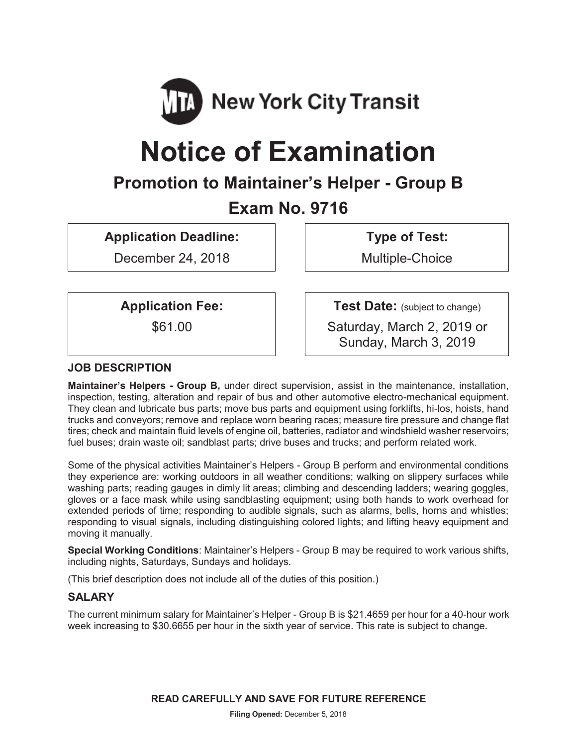MTA New York City Transit

# Notice of Examination

## Promotion to Maintainer's Helper - Group B

## Exam No. 9716

| Application Deadline: | Type of Test: |
| --- | --- |
| December 24, 2018 | Multiple-Choice |

| Application Fee: | Test Date: (subject to change) |
| --- | --- |
| $61.00 | Saturday, March 2, 2019 or Sunday, March 3, 2019 |

### JOB DESCRIPTION

**Maintainer's Helpers - Group B,** under direct supervision, assist in the maintenance, installation, inspection, testing, alteration and repair of bus and other automotive electro-mechanical equipment. They clean and lubricate bus parts; move bus parts and equipment using forklifts, hi-los, hoists, hand trucks and conveyors; remove and replace worn bearing races; measure tire pressure and change flat tires; check and maintain fluid levels of engine oil, batteries, radiator and windshield washer reservoirs; fuel buses; drain waste oil; sandblast parts; drive buses and trucks; and perform related work.

Some of the physical activities Maintainer's Helpers - Group B perform and environmental conditions they experience are: working outdoors in all weather conditions; walking on slippery surfaces while washing parts; reading gauges in dimly lit areas; climbing and descending ladders; wearing goggles, gloves or a face mask while using sandblasting equipment; using both hands to work overhead for extended periods of time; responding to audible signals, such as alarms, bells, horns and whistles; responding to visual signals, including distinguishing colored lights; and lifting heavy equipment and moving it manually.

**Special Working Conditions**: Maintainer's Helpers - Group B may be required to work various shifts, including nights, Saturdays, Sundays and holidays.

(This brief description does not include all of the duties of this position.)

### SALARY

The current minimum salary for Maintainer's Helper - Group B is $21.4659 per hour for a 40-hour work week increasing to $30.6655 per hour in the sixth year of service. This rate is subject to change.

**READ CAREFULLY AND SAVE FOR FUTURE REFERENCE**

**Filing Opened:** December 5, 2018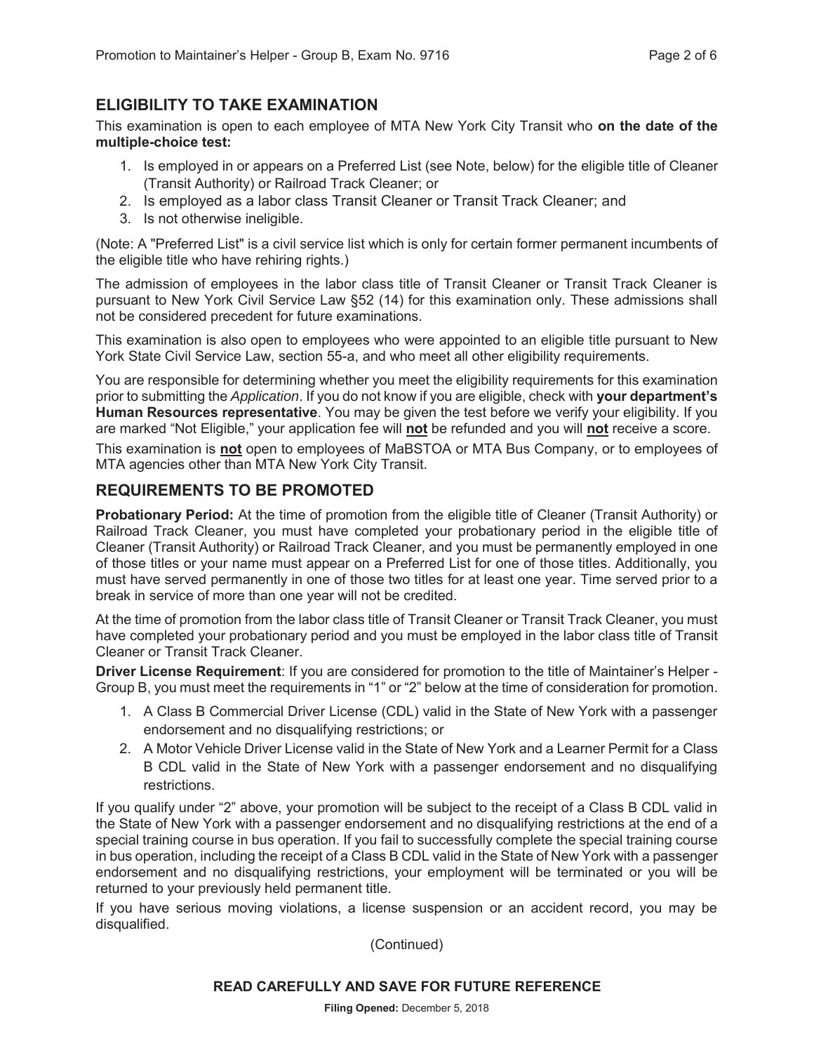## ELIGIBILITY TO TAKE EXAMINATION

This examination is open to each employee of MTA New York City Transit who **on the date of the multiple-choice test:**

1. Is employed in or appears on a Preferred List (see Note, below) for the eligible title of Cleaner (Transit Authority) or Railroad Track Cleaner; or
2. Is employed as a labor class Transit Cleaner or Transit Track Cleaner; and
3. Is not otherwise ineligible.

(Note: A "Preferred List" is a civil service list which is only for certain former permanent incumbents of the eligible title who have rehiring rights.)

The admission of employees in the labor class title of Transit Cleaner or Transit Track Cleaner is pursuant to New York Civil Service Law §52 (14) for this examination only. These admissions shall not be considered precedent for future examinations.

This examination is also open to employees who were appointed to an eligible title pursuant to New York State Civil Service Law, section 55-a, and who meet all other eligibility requirements.

You are responsible for determining whether you meet the eligibility requirements for this examination prior to submitting the *Application*. If you do not know if you are eligible, check with **your department's Human Resources representative**. You may be given the test before we verify your eligibility. If you are marked "Not Eligible," your application fee will **not** be refunded and you will **not** receive a score.

This examination is **not** open to employees of MaBSTOA or MTA Bus Company, or to employees of MTA agencies other than MTA New York City Transit.

## REQUIREMENTS TO BE PROMOTED

**Probationary Period:** At the time of promotion from the eligible title of Cleaner (Transit Authority) or Railroad Track Cleaner, you must have completed your probationary period in the eligible title of Cleaner (Transit Authority) or Railroad Track Cleaner, and you must be permanently employed in one of those titles or your name must appear on a Preferred List for one of those titles. Additionally, you must have served permanently in one of those two titles for at least one year. Time served prior to a break in service of more than one year will not be credited.

At the time of promotion from the labor class title of Transit Cleaner or Transit Track Cleaner, you must have completed your probationary period and you must be employed in the labor class title of Transit Cleaner or Transit Track Cleaner.

**Driver License Requirement**: If you are considered for promotion to the title of Maintainer's Helper - Group B, you must meet the requirements in "1" or "2" below at the time of consideration for promotion.

1. A Class B Commercial Driver License (CDL) valid in the State of New York with a passenger endorsement and no disqualifying restrictions; or
2. A Motor Vehicle Driver License valid in the State of New York and a Learner Permit for a Class B CDL valid in the State of New York with a passenger endorsement and no disqualifying restrictions.

If you qualify under "2" above, your promotion will be subject to the receipt of a Class B CDL valid in the State of New York with a passenger endorsement and no disqualifying restrictions at the end of a special training course in bus operation. If you fail to successfully complete the special training course in bus operation, including the receipt of a Class B CDL valid in the State of New York with a passenger endorsement and no disqualifying restrictions, your employment will be terminated or you will be returned to your previously held permanent title.

If you have serious moving violations, a license suspension or an accident record, you may be disqualified.

(Continued)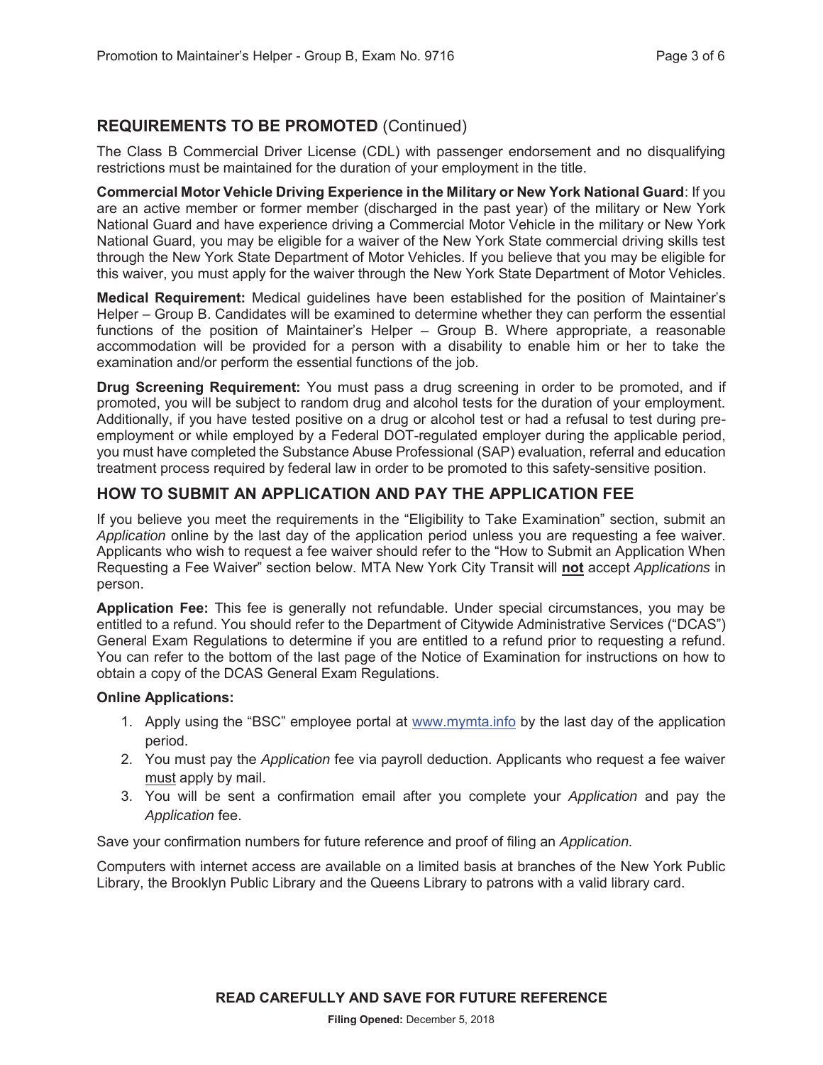## REQUIREMENTS TO BE PROMOTED (Continued)

The Class B Commercial Driver License (CDL) with passenger endorsement and no disqualifying restrictions must be maintained for the duration of your employment in the title.

**Commercial Motor Vehicle Driving Experience in the Military or New York National Guard**: If you are an active member or former member (discharged in the past year) of the military or New York National Guard and have experience driving a Commercial Motor Vehicle in the military or New York National Guard, you may be eligible for a waiver of the New York State commercial driving skills test through the New York State Department of Motor Vehicles. If you believe that you may be eligible for this waiver, you must apply for the waiver through the New York State Department of Motor Vehicles.

**Medical Requirement:** Medical guidelines have been established for the position of Maintainer's Helper – Group B. Candidates will be examined to determine whether they can perform the essential functions of the position of Maintainer's Helper – Group B. Where appropriate, a reasonable accommodation will be provided for a person with a disability to enable him or her to take the examination and/or perform the essential functions of the job.

**Drug Screening Requirement:** You must pass a drug screening in order to be promoted, and if promoted, you will be subject to random drug and alcohol tests for the duration of your employment. Additionally, if you have tested positive on a drug or alcohol test or had a refusal to test during pre-employment or while employed by a Federal DOT-regulated employer during the applicable period, you must have completed the Substance Abuse Professional (SAP) evaluation, referral and education treatment process required by federal law in order to be promoted to this safety-sensitive position.

## HOW TO SUBMIT AN APPLICATION AND PAY THE APPLICATION FEE

If you believe you meet the requirements in the "Eligibility to Take Examination" section, submit an *Application* online by the last day of the application period unless you are requesting a fee waiver. Applicants who wish to request a fee waiver should refer to the "How to Submit an Application When Requesting a Fee Waiver" section below. MTA New York City Transit will **not** accept *Applications* in person.

**Application Fee:** This fee is generally not refundable. Under special circumstances, you may be entitled to a refund. You should refer to the Department of Citywide Administrative Services ("DCAS") General Exam Regulations to determine if you are entitled to a refund prior to requesting a refund. You can refer to the bottom of the last page of the Notice of Examination for instructions on how to obtain a copy of the DCAS General Exam Regulations.

**Online Applications:**

1. Apply using the "BSC" employee portal at www.mymta.info by the last day of the application period.
2. You must pay the *Application* fee via payroll deduction. Applicants who request a fee waiver must apply by mail.
3. You will be sent a confirmation email after you complete your *Application* and pay the *Application* fee.

Save your confirmation numbers for future reference and proof of filing an *Application.*

Computers with internet access are available on a limited basis at branches of the New York Public Library, the Brooklyn Public Library and the Queens Library to patrons with a valid library card.

**READ CAREFULLY AND SAVE FOR FUTURE REFERENCE**

**Filing Opened:** December 5, 2018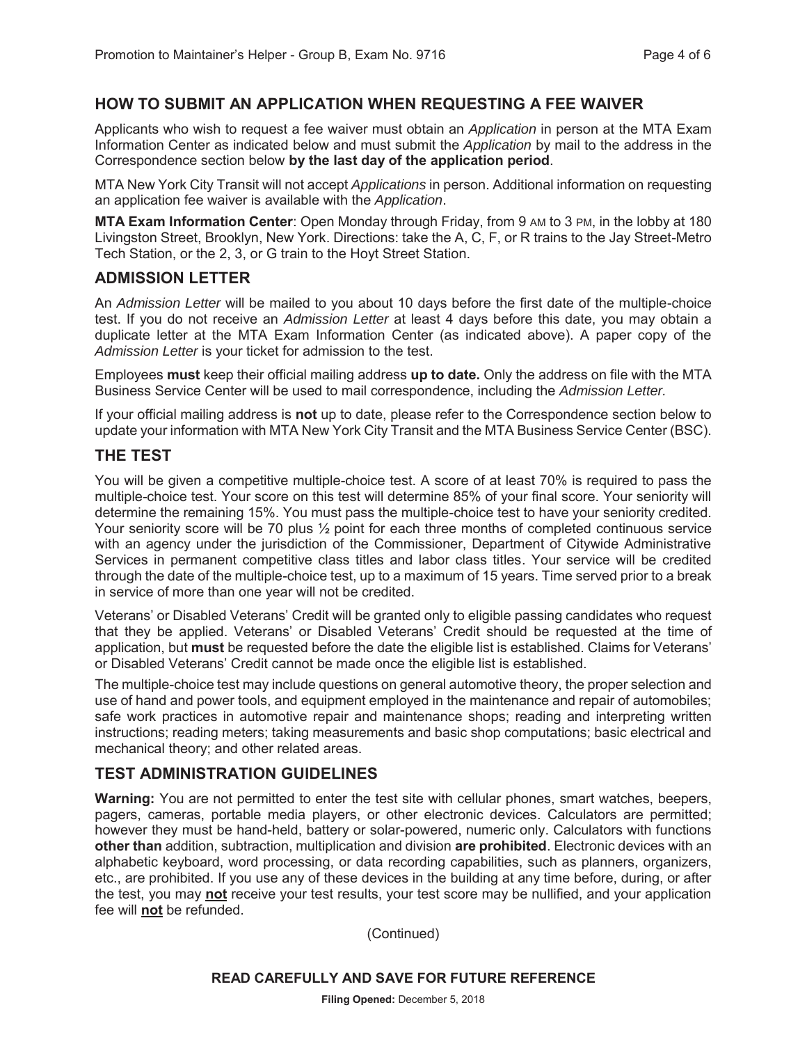## HOW TO SUBMIT AN APPLICATION WHEN REQUESTING A FEE WAIVER

Applicants who wish to request a fee waiver must obtain an *Application* in person at the MTA Exam Information Center as indicated below and must submit the *Application* by mail to the address in the Correspondence section below **by the last day of the application period**.

MTA New York City Transit will not accept *Applications* in person. Additional information on requesting an application fee waiver is available with the *Application*.

**MTA Exam Information Center**: Open Monday through Friday, from 9 AM to 3 PM, in the lobby at 180 Livingston Street, Brooklyn, New York. Directions: take the A, C, F, or R trains to the Jay Street-Metro Tech Station, or the 2, 3, or G train to the Hoyt Street Station.

## ADMISSION LETTER

An *Admission Letter* will be mailed to you about 10 days before the first date of the multiple-choice test. If you do not receive an *Admission Letter* at least 4 days before this date, you may obtain a duplicate letter at the MTA Exam Information Center (as indicated above). A paper copy of the *Admission Letter* is your ticket for admission to the test.

Employees **must** keep their official mailing address **up to date.** Only the address on file with the MTA Business Service Center will be used to mail correspondence, including the *Admission Letter.*

If your official mailing address is **not** up to date, please refer to the Correspondence section below to update your information with MTA New York City Transit and the MTA Business Service Center (BSC).

## THE TEST

You will be given a competitive multiple-choice test. A score of at least 70% is required to pass the multiple-choice test. Your score on this test will determine 85% of your final score. Your seniority will determine the remaining 15%. You must pass the multiple-choice test to have your seniority credited. Your seniority score will be 70 plus ½ point for each three months of completed continuous service with an agency under the jurisdiction of the Commissioner, Department of Citywide Administrative Services in permanent competitive class titles and labor class titles. Your service will be credited through the date of the multiple-choice test, up to a maximum of 15 years. Time served prior to a break in service of more than one year will not be credited.

Veterans' or Disabled Veterans' Credit will be granted only to eligible passing candidates who request that they be applied. Veterans' or Disabled Veterans' Credit should be requested at the time of application, but **must** be requested before the date the eligible list is established. Claims for Veterans' or Disabled Veterans' Credit cannot be made once the eligible list is established.

The multiple-choice test may include questions on general automotive theory, the proper selection and use of hand and power tools, and equipment employed in the maintenance and repair of automobiles; safe work practices in automotive repair and maintenance shops; reading and interpreting written instructions; reading meters; taking measurements and basic shop computations; basic electrical and mechanical theory; and other related areas.

## TEST ADMINISTRATION GUIDELINES

**Warning:** You are not permitted to enter the test site with cellular phones, smart watches, beepers, pagers, cameras, portable media players, or other electronic devices. Calculators are permitted; however they must be hand-held, battery or solar-powered, numeric only. Calculators with functions **other than** addition, subtraction, multiplication and division **are prohibited**. Electronic devices with an alphabetic keyboard, word processing, or data recording capabilities, such as planners, organizers, etc., are prohibited. If you use any of these devices in the building at any time before, during, or after the test, you may **not** receive your test results, your test score may be nullified, and your application fee will **not** be refunded.

(Continued)

**READ CAREFULLY AND SAVE FOR FUTURE REFERENCE**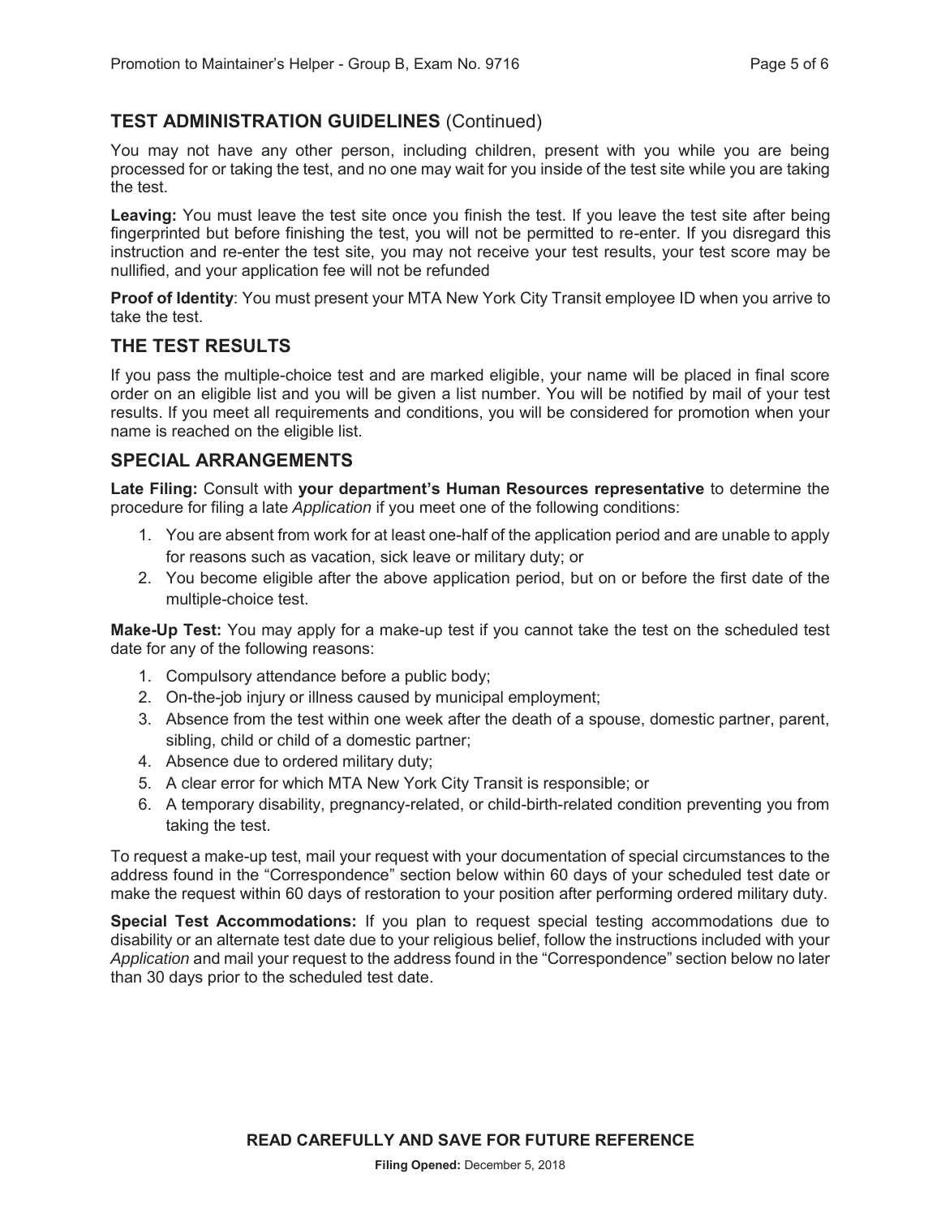## TEST ADMINISTRATION GUIDELINES (Continued)

You may not have any other person, including children, present with you while you are being processed for or taking the test, and no one may wait for you inside of the test site while you are taking the test.

**Leaving:** You must leave the test site once you finish the test. If you leave the test site after being fingerprinted but before finishing the test, you will not be permitted to re-enter. If you disregard this instruction and re-enter the test site, you may not receive your test results, your test score may be nullified, and your application fee will not be refunded

**Proof of Identity**: You must present your MTA New York City Transit employee ID when you arrive to take the test.

## THE TEST RESULTS

If you pass the multiple-choice test and are marked eligible, your name will be placed in final score order on an eligible list and you will be given a list number. You will be notified by mail of your test results. If you meet all requirements and conditions, you will be considered for promotion when your name is reached on the eligible list.

## SPECIAL ARRANGEMENTS

**Late Filing:** Consult with **your department's Human Resources representative** to determine the procedure for filing a late *Application* if you meet one of the following conditions:

1. You are absent from work for at least one-half of the application period and are unable to apply for reasons such as vacation, sick leave or military duty; or
2. You become eligible after the above application period, but on or before the first date of the multiple-choice test.

**Make-Up Test:** You may apply for a make-up test if you cannot take the test on the scheduled test date for any of the following reasons:

1. Compulsory attendance before a public body;
2. On-the-job injury or illness caused by municipal employment;
3. Absence from the test within one week after the death of a spouse, domestic partner, parent, sibling, child or child of a domestic partner;
4. Absence due to ordered military duty;
5. A clear error for which MTA New York City Transit is responsible; or
6. A temporary disability, pregnancy-related, or child-birth-related condition preventing you from taking the test.

To request a make-up test, mail your request with your documentation of special circumstances to the address found in the "Correspondence" section below within 60 days of your scheduled test date or make the request within 60 days of restoration to your position after performing ordered military duty.

**Special Test Accommodations:** If you plan to request special testing accommodations due to disability or an alternate test date due to your religious belief, follow the instructions included with your *Application* and mail your request to the address found in the "Correspondence" section below no later than 30 days prior to the scheduled test date.

**READ CAREFULLY AND SAVE FOR FUTURE REFERENCE**

**Filing Opened:** December 5, 2018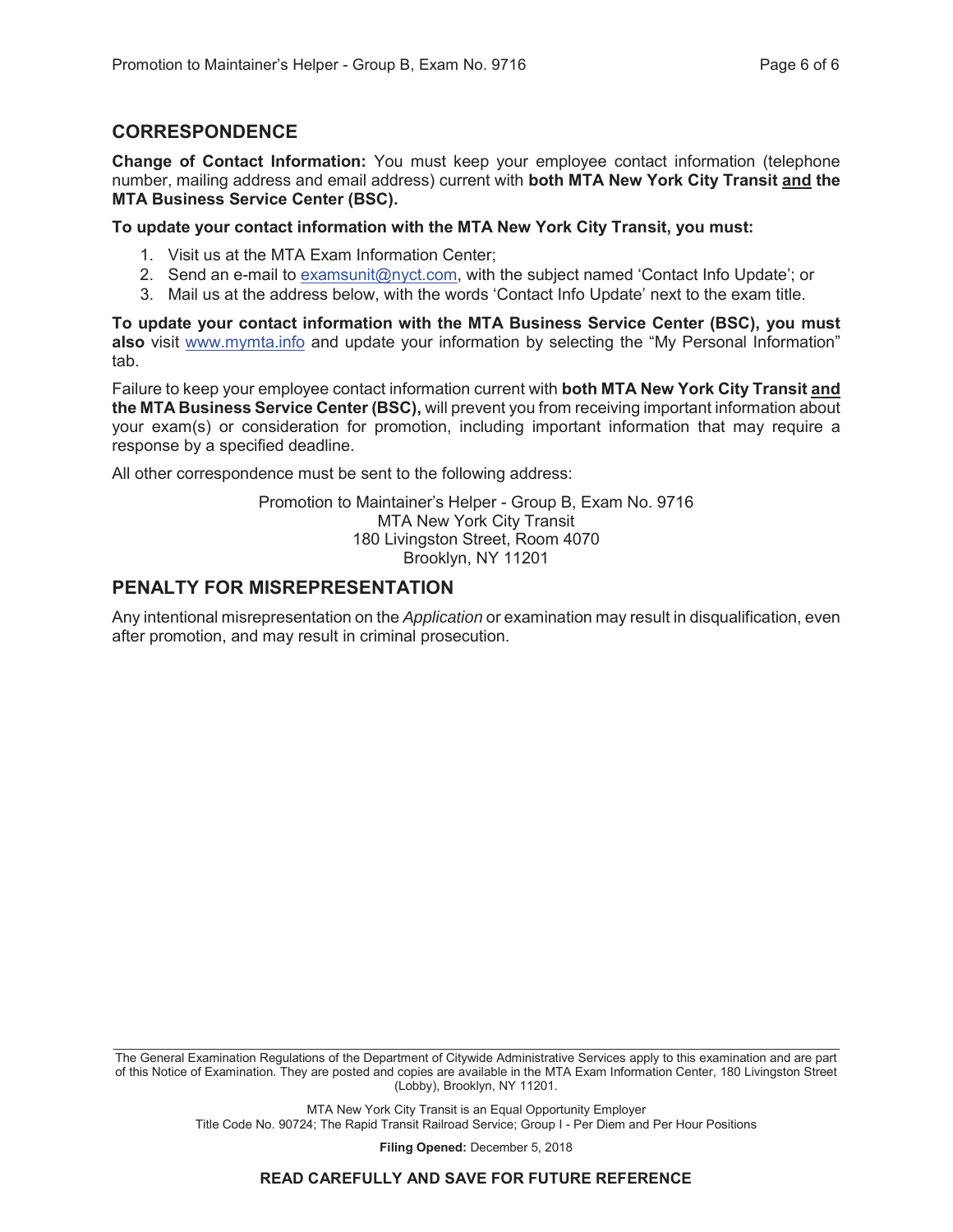## CORRESPONDENCE

**Change of Contact Information:** You must keep your employee contact information (telephone number, mailing address and email address) current with **both MTA New York City Transit and the MTA Business Service Center (BSC).**

**To update your contact information with the MTA New York City Transit, you must:**

1. Visit us at the MTA Exam Information Center;
2. Send an e-mail to examsunit@nyct.com, with the subject named 'Contact Info Update'; or
3. Mail us at the address below, with the words 'Contact Info Update' next to the exam title.

**To update your contact information with the MTA Business Service Center (BSC), you must also** visit www.mymta.info and update your information by selecting the "My Personal Information" tab.

Failure to keep your employee contact information current with **both MTA New York City Transit and the MTA Business Service Center (BSC),** will prevent you from receiving important information about your exam(s) or consideration for promotion, including important information that may require a response by a specified deadline.

All other correspondence must be sent to the following address:

Promotion to Maintainer's Helper - Group B, Exam No. 9716
MTA New York City Transit
180 Livingston Street, Room 4070
Brooklyn, NY 11201

## PENALTY FOR MISREPRESENTATION

Any intentional misrepresentation on the *Application* or examination may result in disqualification, even after promotion, and may result in criminal prosecution.

---

The General Examination Regulations of the Department of Citywide Administrative Services apply to this examination and are part of this Notice of Examination. They are posted and copies are available in the MTA Exam Information Center, 180 Livingston Street (Lobby), Brooklyn, NY 11201.

MTA New York City Transit is an Equal Opportunity Employer
Title Code No. 90724; The Rapid Transit Railroad Service; Group I - Per Diem and Per Hour Positions

**Filing Opened:** December 5, 2018

**READ CAREFULLY AND SAVE FOR FUTURE REFERENCE**